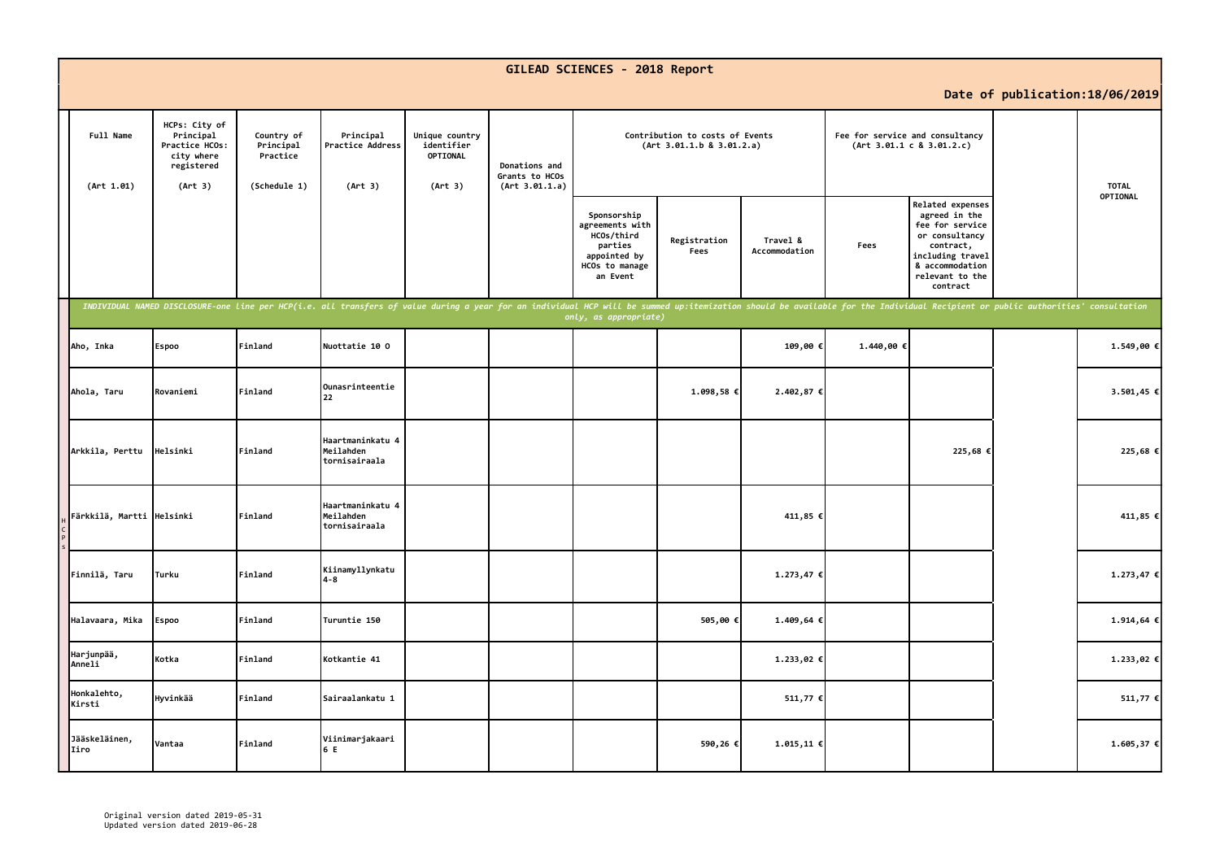# GILEAD SCIENCES - 2018 Report

**Date of publication:18/06/2019**

| Full Name (Art 1.01) | HCPs: City of Principal Practice HCOs: city where registered (Art 3) | Country of Principal Practice (Schedule 1) | Principal Practice Address (Art 3) | Unique country identifier OPTIONAL (Art 3) | Donations and Grants to HCOs (Art 3.01.1.a) | Contribution to costs of Events (Art 3.01.1.b & 3.01.2.a) | | | Fee for service and consultancy (Art 3.01.1 c & 3.01.2.c) | | | TOTAL OPTIONAL |
|---|---|---|---|---|---|---|---|---|---|---|---|---|
| | | | | | | Sponsorship agreements with HCOs/third parties appointed by HCOs to manage an Event | Registration Fees | Travel & Accommodation | Fees | Related expenses agreed in the fee for service or consultancy contract, including travel & accommodation relevant to the contract | | |
| *INDIVIDUAL NAMED DISCLOSURE-one line per HCP(i.e. all transfers of value during a year for an individual HCP will be summed up:itemization should be available for the Individual Recipient or public authorities' consultation only, as appropriate)* | | | | | | | | | | | | |
| Aho, Inka | Espoo | Finland | Nuottatie 10 O | | | | | 109,00 € | 1.440,00 € | | | 1.549,00 € |
| Ahola, Taru | Rovaniemi | Finland | Ounasrinteentie 22 | | | | 1.098,58 € | 2.402,87 € | | | | 3.501,45 € |
| Arkkila, Perttu | Helsinki | Finland | Haartmaninkatu 4 Meilahden tornisairaala | | | | | | | 225,68 € | | 225,68 € |
| Färkkilä, Martti | Helsinki | Finland | Haartmaninkatu 4 Meilahden tornisairaala | | | | | 411,85 € | | | | 411,85 € |
| Finnilä, Taru | Turku | Finland | Kiinamyllynkatu 4-8 | | | | | 1.273,47 € | | | | 1.273,47 € |
| Halavaara, Mika | Espoo | Finland | Turuntie 150 | | | | 505,00 € | 1.409,64 € | | | | 1.914,64 € |
| Harjunpää, Anneli | Kotka | Finland | Kotkantie 41 | | | | | 1.233,02 € | | | | 1.233,02 € |
| Honkalehto, Kirsti | Hyvinkää | Finland | Sairaalankatu 1 | | | | | 511,77 € | | | | 511,77 € |
| Jääskeläinen, Iiro | Vantaa | Finland | Viinimarjakaari 6 E | | | | 590,26 € | 1.015,11 € | | | | 1.605,37 € |

Original version dated 2019-05-31
Updated version dated 2019-06-28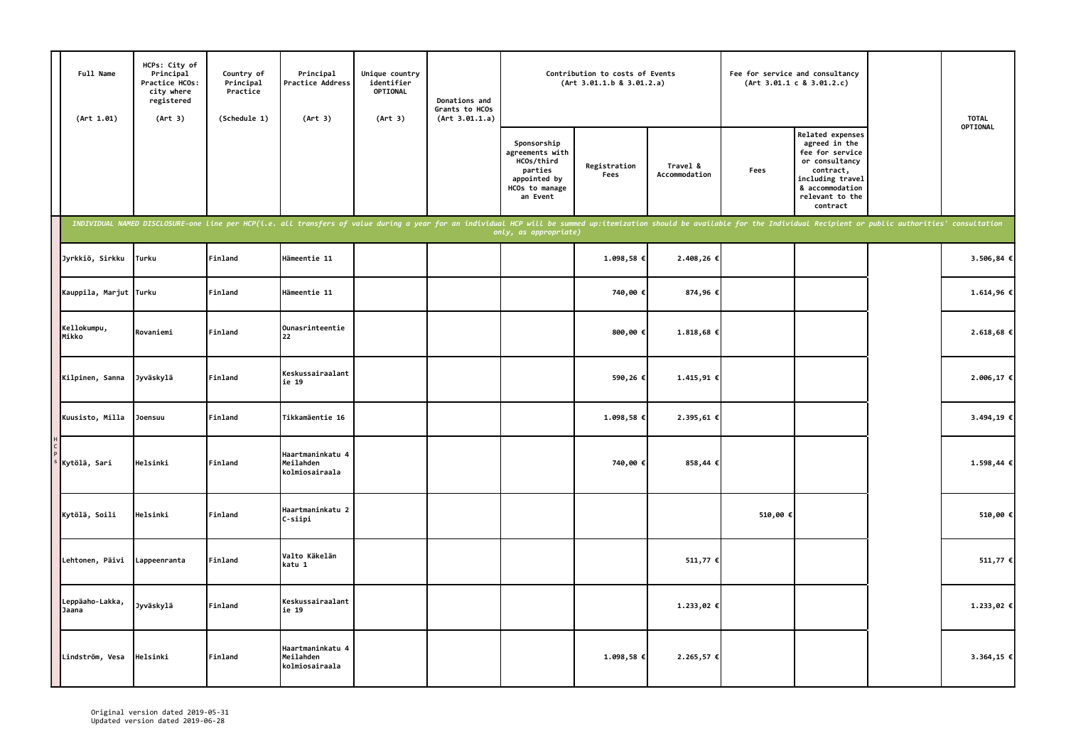| Full Name (Art 1.01) | HCPs: City of Principal Practice HCOs: city where registered (Art 3) | Country of Principal Practice (Schedule 1) | Principal Practice Address (Art 3) | Unique country identifier OPTIONAL (Art 3) | Donations and Grants to HCOs (Art 3.01.1.a) | Contribution to costs of Events (Art 3.01.1.b & 3.01.2.a) | | | Fee for service and consultancy (Art 3.01.1 c & 3.01.2.c) | | | TOTAL OPTIONAL |
|---|---|---|---|---|---|---|---|---|---|---|---|---|
| | | | | | | Sponsorship agreements with HCOs/third parties appointed by HCOs to manage an Event | Registration Fees | Travel & Accommodation | Fees | Related expenses agreed in the fee for service or consultancy contract, including travel & accommodation relevant to the contract | | |
| *INDIVIDUAL NAMED DISCLOSURE-one line per HCP(i.e. all transfers of value during a year for an individual HCP will be summed up:itemization should be available for the Individual Recipient or public authorities' consultation only, as appropriate)* | | | | | | | | | | | | |
| Jyrkkiö, Sirkku | Turku | Finland | Hämeentie 11 | | | | 1.098,58 € | 2.408,26 € | | | | 3.506,84 € |
| Kauppila, Marjut | Turku | Finland | Hämeentie 11 | | | | 740,00 € | 874,96 € | | | | 1.614,96 € |
| Kellokumpu, Mikko | Rovaniemi | Finland | Ounasrinteentie 22 | | | | 800,00 € | 1.818,68 € | | | | 2.618,68 € |
| Kilpinen, Sanna | Jyväskylä | Finland | Keskussairaalantie 19 | | | | 590,26 € | 1.415,91 € | | | | 2.006,17 € |
| Kuusisto, Milla | Joensuu | Finland | Tikkamäentie 16 | | | | 1.098,58 € | 2.395,61 € | | | | 3.494,19 € |
| Kytölä, Sari | Helsinki | Finland | Haartmaninkatu 4 Meilahden kolmiosairaala | | | | 740,00 € | 858,44 € | | | | 1.598,44 € |
| Kytölä, Soili | Helsinki | Finland | Haartmaninkatu 2 C-siipi | | | | | | 510,00 € | | | 510,00 € |
| Lehtonen, Päivi | Lappeenranta | Finland | Valto Käkelän katu 1 | | | | | 511,77 € | | | | 511,77 € |
| Leppäaho-Lakka, Jaana | Jyväskylä | Finland | Keskussairaalantie 19 | | | | | 1.233,02 € | | | | 1.233,02 € |
| Lindström, Vesa | Helsinki | Finland | Haartmaninkatu 4 Meilahden kolmiosairaala | | | | 1.098,58 € | 2.265,57 € | | | | 3.364,15 € |

Original version dated 2019-05-31
Updated version dated 2019-06-28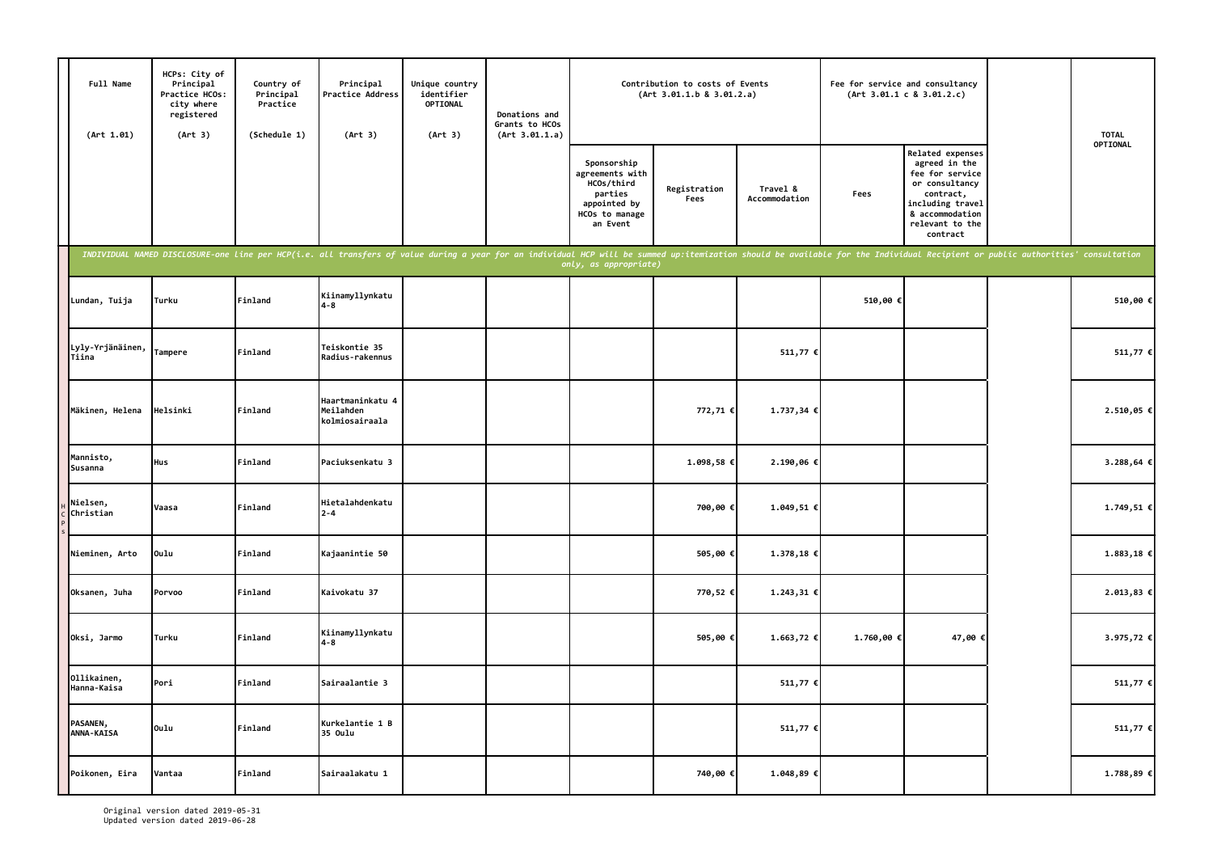| Full Name (Art 1.01) | HCPs: City of Principal Practice HCOs: city where registered (Art 3) | Country of Principal Practice (Schedule 1) | Principal Practice Address (Art 3) | Unique country identifier OPTIONAL (Art 3) | Donations and Grants to HCOs (Art 3.01.1.a) | Contribution to costs of Events (Art 3.01.1.b & 3.01.2.a) | | | Fee for service and consultancy (Art 3.01.1 c & 3.01.2.c) | | | TOTAL OPTIONAL |
|---|---|---|---|---|---|---|---|---|---|---|---|---|
| | | | | | | Sponsorship agreements with HCOs/third parties appointed by HCOs to manage an Event | Registration Fees | Travel & Accommodation | Fees | Related expenses agreed in the fee for service or consultancy contract, including travel & accommodation relevant to the contract | | |
| *INDIVIDUAL NAMED DISCLOSURE-one line per HCP(i.e. all transfers of value during a year for an individual HCP will be summed up:itemization should be available for the Individual Recipient or public authorities' consultation only, as appropriate)* | | | | | | | | | | | | |
| Lundan, Tuija | Turku | Finland | Kiinamyllynkatu 4-8 | | | | | | 510,00 € | | | 510,00 € |
| Lyly-Yrjänäinen, Tiina | Tampere | Finland | Teiskontie 35 Radius-rakennus | | | | | 511,77 € | | | | 511,77 € |
| Mäkinen, Helena | Helsinki | Finland | Haartmaninkatu 4 Meilahden kolmiosairaala | | | | 772,71 € | 1.737,34 € | | | | 2.510,05 € |
| Mannisto, Susanna | Hus | Finland | Paciuksenkatu 3 | | | | 1.098,58 € | 2.190,06 € | | | | 3.288,64 € |
| Nielsen, Christian | Vaasa | Finland | Hietalahdenkatu 2-4 | | | | 700,00 € | 1.049,51 € | | | | 1.749,51 € |
| Nieminen, Arto | Oulu | Finland | Kajaanintie 50 | | | | 505,00 € | 1.378,18 € | | | | 1.883,18 € |
| Oksanen, Juha | Porvoo | Finland | Kaivokatu 37 | | | | 770,52 € | 1.243,31 € | | | | 2.013,83 € |
| Oksi, Jarmo | Turku | Finland | Kiinamyllynkatu 4-8 | | | | 505,00 € | 1.663,72 € | 1.760,00 € | 47,00 € | | 3.975,72 € |
| Ollikainen, Hanna-Kaisa | Pori | Finland | Sairaalantie 3 | | | | | 511,77 € | | | | 511,77 € |
| PASANEN, ANNA-KAISA | Oulu | Finland | Kurkelantie 1 B 35 Oulu | | | | | 511,77 € | | | | 511,77 € |
| Poikonen, Eira | Vantaa | Finland | Sairaalakatu 1 | | | | 740,00 € | 1.048,89 € | | | | 1.788,89 € |

Original version dated 2019-05-31
Updated version dated 2019-06-28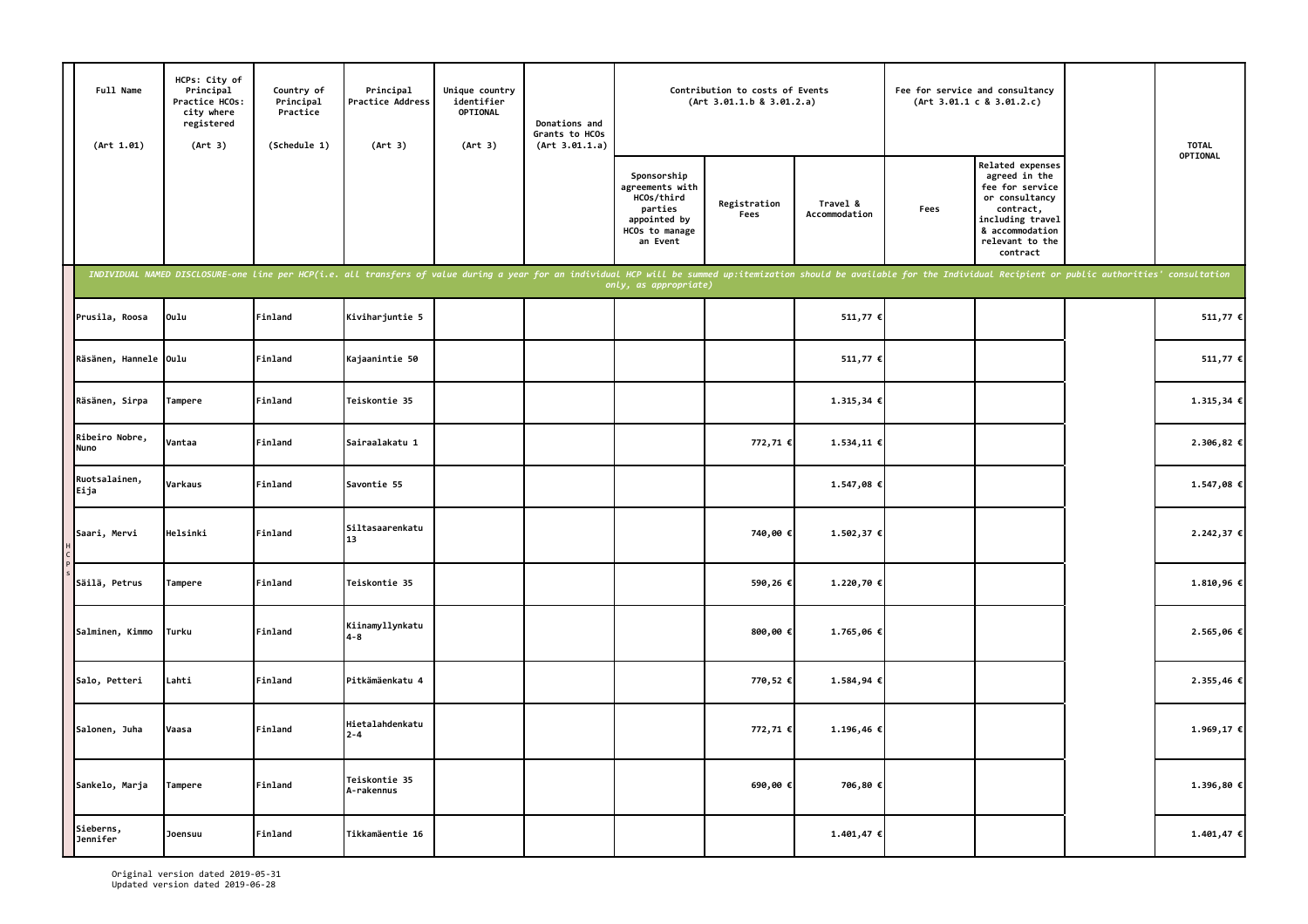| | Full Name (Art 1.01) | HCPs: City of Principal Practice HCOs: city where registered (Art 3) | Country of Principal Practice (Schedule 1) | Principal Practice Address (Art 3) | Unique country identifier OPTIONAL (Art 3) | Donations and Grants to HCOs (Art 3.01.1.a) | Contribution to costs of Events (Art 3.01.1.b & 3.01.2.a) | | | Fee for service and consultancy (Art 3.01.1 c & 3.01.2.c) | | | TOTAL OPTIONAL |
|---|---|---|---|---|---|---|---|---|---|---|---|---|---|
| | | | | | | | Sponsorship agreements with HCOs/third parties appointed by HCOs to manage an Event | Registration Fees | Travel & Accommodation | Fees | Related expenses agreed in the fee for service or consultancy contract, including travel & accommodation relevant to the contract | | |
| | *INDIVIDUAL NAMED DISCLOSURE-one line per HCP(i.e. all transfers of value during a year for an individual HCP will be summed up:itemization should be available for the Individual Recipient or public authorities' consultation only, as appropriate)* | | | | | | | | | | | | |
| HCPs | Prusila, Roosa | Oulu | Finland | Kiviharjuntie 5 | | | | | 511,77 € | | | | 511,77 € |
| | Räsänen, Hannele | Oulu | Finland | Kajaanintie 50 | | | | | 511,77 € | | | | 511,77 € |
| | Räsänen, Sirpa | Tampere | Finland | Teiskontie 35 | | | | | 1.315,34 € | | | | 1.315,34 € |
| | Ribeiro Nobre, Nuno | Vantaa | Finland | Sairaalakatu 1 | | | | 772,71 € | 1.534,11 € | | | | 2.306,82 € |
| | Ruotsalainen, Eija | Varkaus | Finland | Savontie 55 | | | | | 1.547,08 € | | | | 1.547,08 € |
| | Saari, Mervi | Helsinki | Finland | Siltasaarenkatu 13 | | | | 740,00 € | 1.502,37 € | | | | 2.242,37 € |
| | Säilä, Petrus | Tampere | Finland | Teiskontie 35 | | | | 590,26 € | 1.220,70 € | | | | 1.810,96 € |
| | Salminen, Kimmo | Turku | Finland | Kiinamyllynkatu 4-8 | | | | 800,00 € | 1.765,06 € | | | | 2.565,06 € |
| | Salo, Petteri | Lahti | Finland | Pitkämäenkatu 4 | | | | 770,52 € | 1.584,94 € | | | | 2.355,46 € |
| | Salonen, Juha | Vaasa | Finland | Hietalahdenkatu 2-4 | | | | 772,71 € | 1.196,46 € | | | | 1.969,17 € |
| | Sankelo, Marja | Tampere | Finland | Teiskontie 35 A-rakennus | | | | 690,00 € | 706,80 € | | | | 1.396,80 € |
| | Sieberns, Jennifer | Joensuu | Finland | Tikkamäentie 16 | | | | | 1.401,47 € | | | | 1.401,47 € |

Original version dated 2019-05-31
Updated version dated 2019-06-28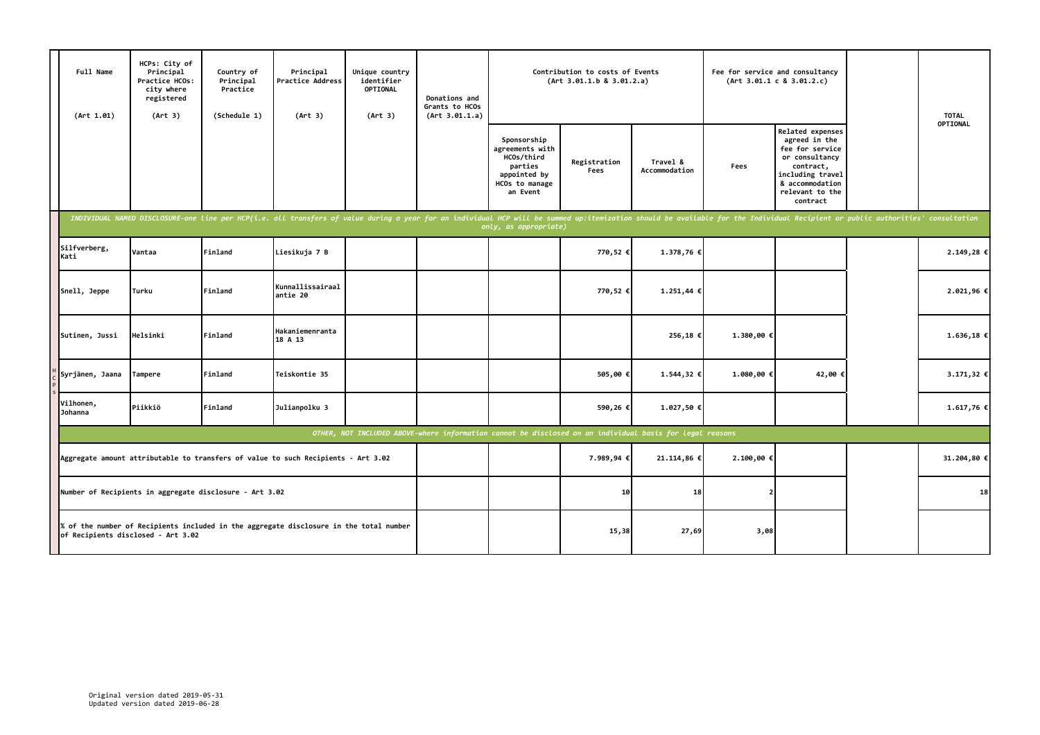| Full Name (Art 1.01) | HCPs: City of Principal Practice HCOs: city where registered (Art 3) | Country of Principal Practice (Schedule 1) | Principal Practice Address (Art 3) | Unique country identifier OPTIONAL (Art 3) | Donations and Grants to HCOs (Art 3.01.1.a) | Contribution to costs of Events (Art 3.01.1.b & 3.01.2.a) | | | Fee for service and consultancy (Art 3.01.1 c & 3.01.2.c) | | | TOTAL OPTIONAL |
|---|---|---|---|---|---|---|---|---|---|---|---|---|
| | | | | | | Sponsorship agreements with HCOs/third parties appointed by HCOs to manage an Event | Registration Fees | Travel & Accommodation | Fees | Related expenses agreed in the fee for service or consultancy contract, including travel & accommodation relevant to the contract | | |
| *INDIVIDUAL NAMED DISCLOSURE-one line per HCP(i.e. all transfers of value during a year for an individual HCP will be summed up:itemization should be available for the Individual Recipient or public authorities' consultation only, as appropriate)* | | | | | | | | | | | | |
| Silfverberg, Kati | Vantaa | Finland | Liesikuja 7 B | | | | 770,52 € | 1.378,76 € | | | | 2.149,28 € |
| Snell, Jeppe | Turku | Finland | Kunnallissairaalantie 20 | | | | 770,52 € | 1.251,44 € | | | | 2.021,96 € |
| Sutinen, Jussi | Helsinki | Finland | Hakaniemenranta 18 A 13 | | | | | 256,18 € | 1.380,00 € | | | 1.636,18 € |
| Syrjänen, Jaana | Tampere | Finland | Teiskontie 35 | | | | 505,00 € | 1.544,32 € | 1.080,00 € | 42,00 € | | 3.171,32 € |
| Vilhonen, Johanna | Piikkiö | Finland | Julianpolku 3 | | | | 590,26 € | 1.027,50 € | | | | 1.617,76 € |
| *OTHER, NOT INCLUDED ABOVE-where information cannot be disclosed on an individual basis for legal reasons* | | | | | | | | | | | | |
| Aggregate amount attributable to transfers of value to such Recipients - Art 3.02 | | | | | | | 7.989,94 € | 21.114,86 € | 2.100,00 € | | | 31.204,80 € |
| Number of Recipients in aggregate disclosure - Art 3.02 | | | | | | | 10 | 18 | 2 | | | 18 |
| % of the number of Recipients included in the aggregate disclosure in the total number of Recipients disclosed - Art 3.02 | | | | | | | 15,38 | 27,69 | 3,08 | | | |

Original version dated 2019-05-31
Updated version dated 2019-06-28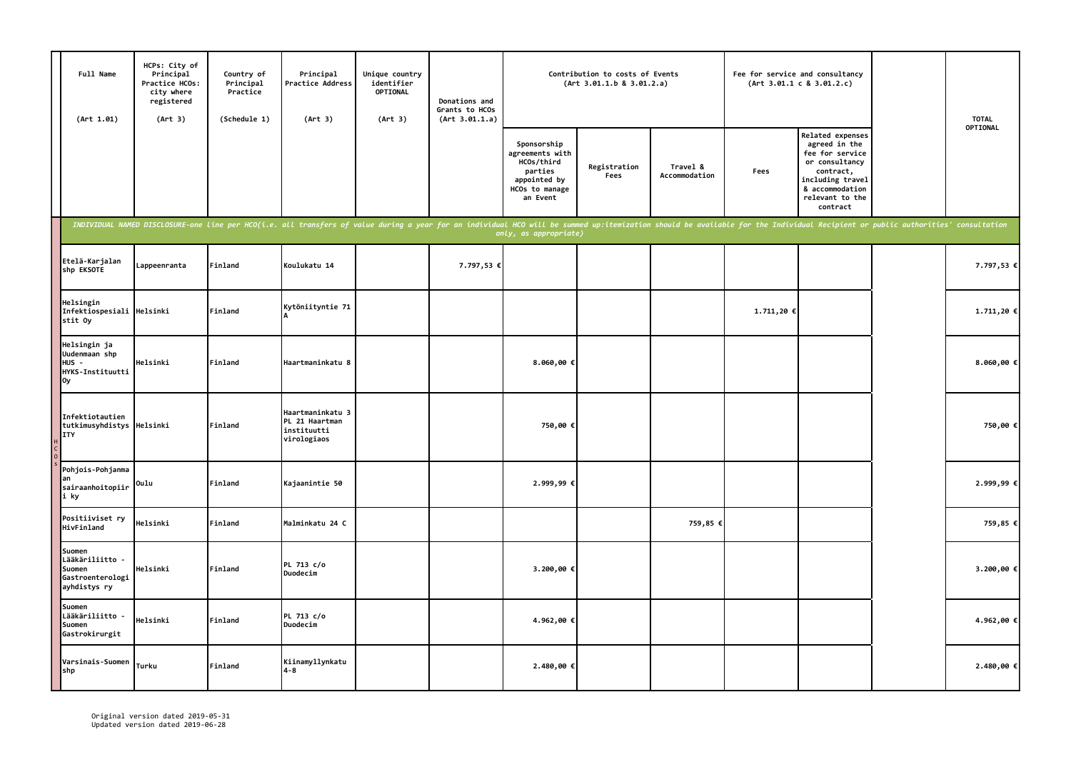| | Full Name (Art 1.01) | HCPs: City of Principal Practice HCOs: city where registered (Art 3) | Country of Principal Practice (Schedule 1) | Principal Practice Address (Art 3) | Unique country identifier OPTIONAL (Art 3) | Donations and Grants to HCOs (Art 3.01.1.a) | Contribution to costs of Events (Art 3.01.1.b & 3.01.2.a) | | | Fee for service and consultancy (Art 3.01.1 c & 3.01.2.c) | | | TOTAL OPTIONAL |
|---|---|---|---|---|---|---|---|---|---|---|---|---|---|
| | | | | | | | Sponsorship agreements with HCOs/third parties appointed by HCOs to manage an Event | Registration Fees | Travel & Accommodation | Fees | Related expenses agreed in the fee for service or consultancy contract, including travel & accommodation relevant to the contract | | |
| | *INDIVIDUAL NAMED DISCLOSURE-one line per HCO(i.e. all transfers of value during a year for an individual HCO will be summed up:itemization should be available for the Individual Recipient or public authorities' consultation only, as appropriate)* | | | | | | | | | | | | |
| HCOs | Etelä-Karjalan shp EKSOTE | Lappeenranta | Finland | Koulukatu 14 | | 7.797,53 € | | | | | | | 7.797,53 € |
| HCOs | Helsingin Infektiospesialistit Oy | Helsinki | Finland | Kytöniityntie 71 A | | | | | | 1.711,20 € | | | 1.711,20 € |
| HCOs | Helsingin ja Uudenmaan shp HUS - HYKS-Instituutti Oy | Helsinki | Finland | Haartmaninkatu 8 | | | 8.060,00 € | | | | | | 8.060,00 € |
| HCOs | Infektiotautien tutkimusyhdistys ITY | Helsinki | Finland | Haartmaninkatu 3 PL 21 Haartman instituutti virologiaos | | | 750,00 € | | | | | | 750,00 € |
| HCOs | Pohjois-Pohjanmaan sairaanhoitopiiri ky | Oulu | Finland | Kajaanintie 50 | | | 2.999,99 € | | | | | | 2.999,99 € |
| HCOs | Positiiviset ry HivFinland | Helsinki | Finland | Malminkatu 24 C | | | | | 759,85 € | | | | 759,85 € |
| HCOs | Suomen Lääkäriliitto - Suomen Gastroenterologiayhdistys ry | Helsinki | Finland | PL 713 c/o Duodecim | | | 3.200,00 € | | | | | | 3.200,00 € |
| HCOs | Suomen Lääkäriliitto - Suomen Gastrokirurgit | Helsinki | Finland | PL 713 c/o Duodecim | | | 4.962,00 € | | | | | | 4.962,00 € |
| HCOs | Varsinais-Suomen shp | Turku | Finland | Kiinamyllynkatu 4-8 | | | 2.480,00 € | | | | | | 2.480,00 € |

Original version dated 2019-05-31
Updated version dated 2019-06-28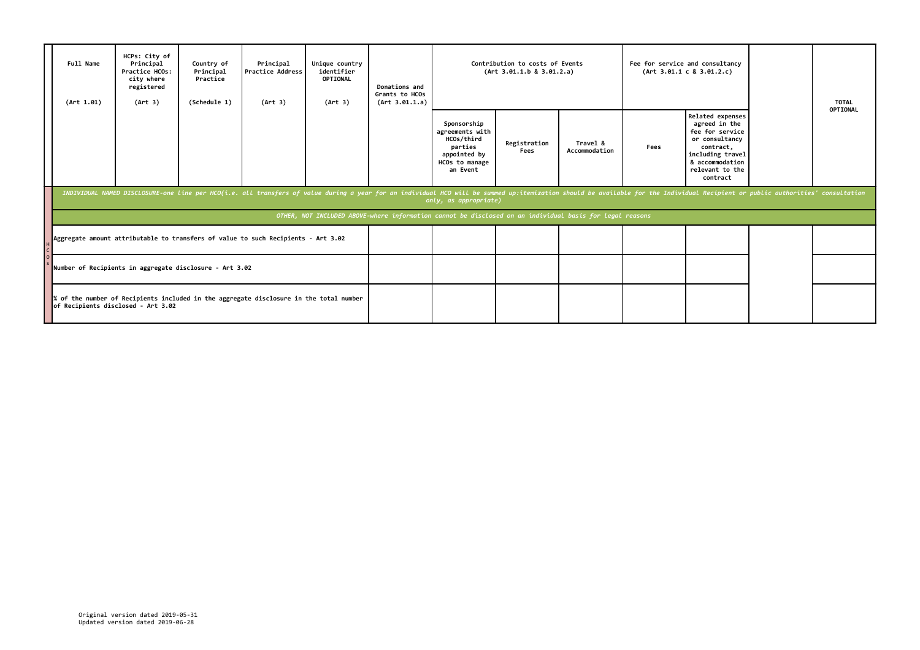| | Full Name (Art 1.01) | HCPs: City of Principal Practice HCOs: city where registered (Art 3) | Country of Principal Practice (Schedule 1) | Principal Practice Address (Art 3) | Unique country identifier OPTIONAL (Art 3) | Donations and Grants to HCOs (Art 3.01.1.a) | Contribution to costs of Events (Art 3.01.1.b & 3.01.2.a) | | | Fee for service and consultancy (Art 3.01.1 c & 3.01.2.c) | | | TOTAL OPTIONAL |
|---|---|---|---|---|---|---|---|---|---|---|---|---|---|
| | | | | | | | Sponsorship agreements with HCOs/third parties appointed by HCOs to manage an Event | Registration Fees | Travel & Accommodation | Fees | Related expenses agreed in the fee for service or consultancy contract, including travel & accommodation relevant to the contract | | |
| HCOs | *INDIVIDUAL NAMED DISCLOSURE-one line per HCO(i.e. all transfers of value during a year for an individual HCO will be summed up:itemization should be available for the Individual Recipient or public authorities' consultation only, as appropriate)* | | | | | | | | | | | | |
| | *OTHER, NOT INCLUDED ABOVE-where information cannot be disclosed on an individual basis for legal reasons* | | | | | | | | | | | | |
| | Aggregate amount attributable to transfers of value to such Recipients - Art 3.02 | | | | | | | | | | | | |
| | Number of Recipients in aggregate disclosure - Art 3.02 | | | | | | | | | | | | |
| | % of the number of Recipients included in the aggregate disclosure in the total number of Recipients disclosed - Art 3.02 | | | | | | | | | | | | |

Original version dated 2019-05-31
Updated version dated 2019-06-28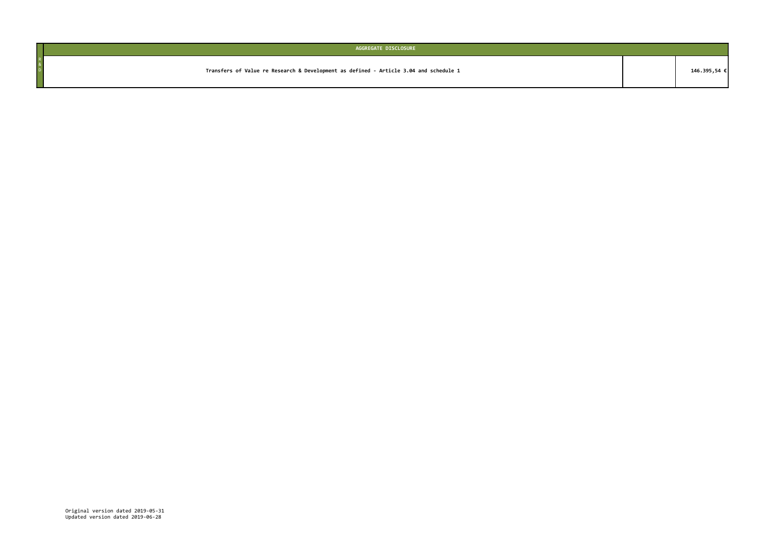| | AGGREGATE DISCLOSURE | | |
|---|---|---|---|
| R & D | **Transfers of Value re Research & Development as defined - Article 3.04 and schedule 1** | | **146.395,54 €** |

Original version dated 2019-05-31
Updated version dated 2019-06-28